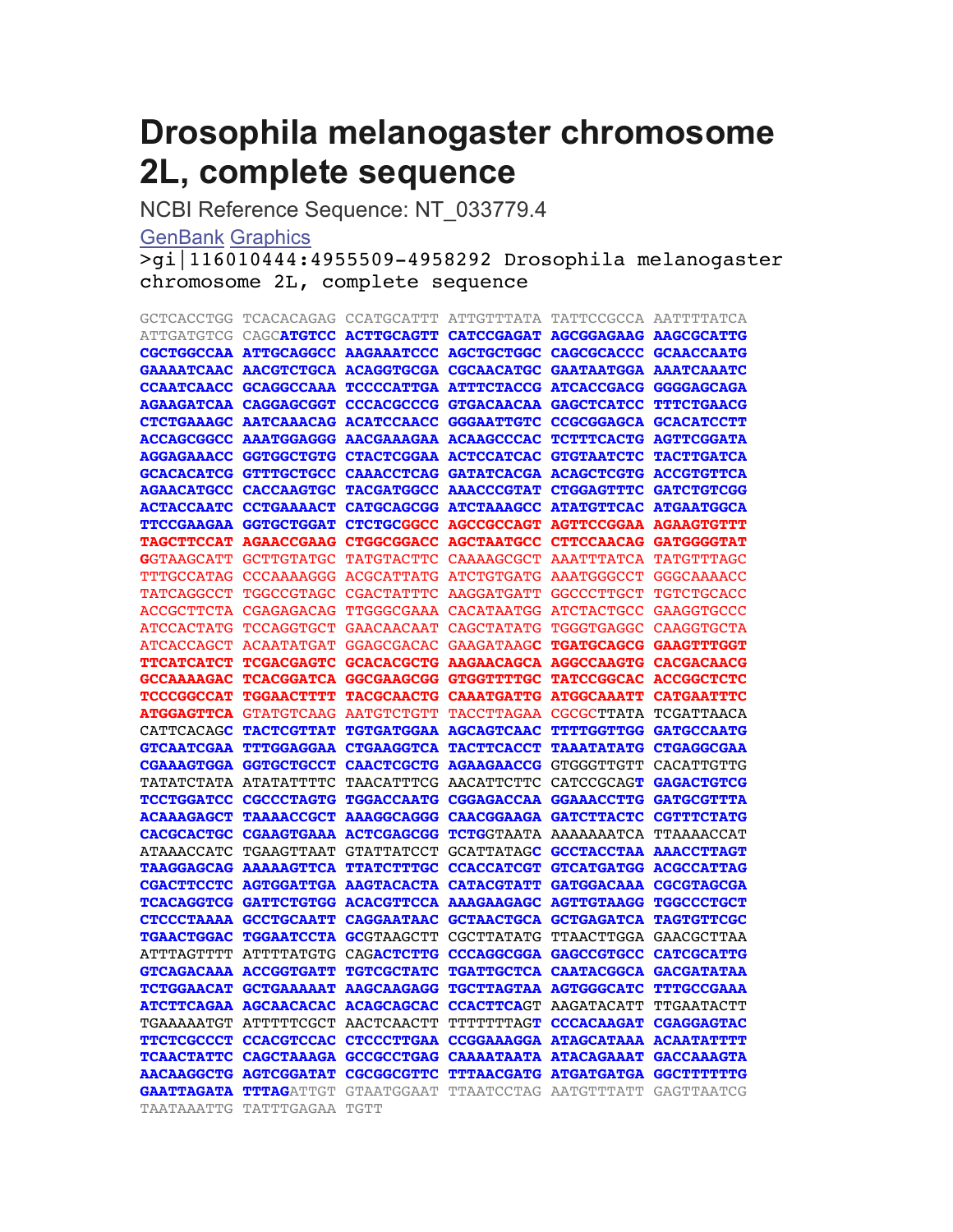# Drosophila melanogaster chromosome 2L, complete sequence

NCBI Reference Sequence: NT_033779.4

GenBank Graphics

```
>gi|116010444:4955509-4958292 Drosophila melanogaster
chromosome 2L, complete sequence

GCTCACCTGG TCACACAGAG CCATGCATTT ATTGTTTATA TATTCCGCCA AATTTTATCA
ATTGATGTCG CAGCATGTCC ACTTGCAGTT CATCCGAGAT AGCGGAGAAG AAGCGCATTG
CGCTGGCCAA ATTGCAGGCC AAGAAATCCC AGCTGCTGGC CAGCGCACCC GCAACCAATG
GAAAATCAAC AACGTCTGCA ACAGGTGCGA CGCAACATGC GAATAATGGA AAATCAAATC
CCAATCAACC GCAGGCCAAA TCCCCATTGA ATTTCTACCG ATCACCGACG GGGGAGCAGA
AGAAGATCAA CAGGAGCGGT CCCACGCCCG GTGACAACAA GAGCTCATCC TTTCTGAACG
CTCTGAAAGC AATCAAACAG ACATCCAACC GGGAATTGTC CCGCGGAGCA GCACATCCTT
ACCAGCGGCC AAATGGAGGG AACGAAAGAA ACAAGCCCAC TCTTTCACTG AGTTCGGATA
AGGAGAAACC GGTGGCTGTG CTACTCGGAA ACTCCATCAC GTGTAATCTC TACTTGATCA
GCACACATCG GTTTGCTGCC CAAACCTCAG GATATCACGA ACAGCTCGTG ACCGTGTTCA
AGAACATGCC CACCAAGTGC TACGATGGCC AAACCCGTAT CTGGAGTTTC GATCTGTCGG
ACTACCAATC CCTGAAAACT CATGCAGCGG ATCTAAAGCC ATATGTTCAC ATGAATGGCA
TTCCGAAGAA GGTGCTGGAT CTCTGCGGCC AGCCGCCAGT AGTTCCGGAA AGAAGTGTTT
TAGCTTCCAT AGAACCGAAG CTGGCGGACC AGCTAATGCC CTTCCAACAG GATGGGGTAT
GGTAAGCATT GCTTGTATGC TATGTACTTC CAAAAGCGCT AAATTTATCA TATGTTTAGC
TTTGCCATAG CCCAAAAGGG ACGCATTATG ATCTGTGATG AAATGGGCCT GGGCAAAACC
TATCAGGCCT TGGCCGTAGC CGACTATTTC AAGGATGATT GGCCCTTGCT TGTCTGCACC
ACCGCTTCTA CGAGAGACAG TTGGGCGAAA CACATAATGG ATCTACTGCC GAAGGTGCCC
ATCCACTATG TCCAGGTGCT GAACAACAAT CAGCTATATG TGGGTGAGGC CAAGGTGCTA
ATCACCAGCT ACAATATGAT GGAGCGACAC GAAGATAAGC TGATGCAGCG GAAGTTTGGT
TTCATCATCT TCGACGAGTC GCACACGCTG AAGAACAGCA AGGCCAAGTG CACGACAACG
GCCAAAAGAC TCACGGATCA GGCGAAGCGG GTGGTTTTGC TATCCGGCAC ACCGGCTCTC
TCCCGGCCAT TGGAACTTTT TACGCAACTG CAAATGATTG ATGGCAAATT CATGAATTTC
ATGGAGTTCA GTATGTCAAG AATGTCTGTT TACCTTAGAA CGCGCTTATA TCGATTAACA
CATTCACAGC TACTCGTTAT TGTGATGGAA AGCAGTCAAC TTTTGGTTGG GATGCCAATG
GTCAATCGAA TTTGGAGGAA CTGAAGGTCA TACTTCACCT TAAATATATG CTGAGGCGAA
CGAAAGTGGA GGTGCTGCCT CAACTCGCTG AGAAGAACCG GTGGGTTGTT CACATTGTTG
TATATCTATA ATATATTTTC TAACATTTCG AACATTCTTC CATCCGCAGT GAGACTGTCG
TCCTGGATCC CGCCCTAGTG TGGACCAATG CGGAGACCAA GGAAACCTTG GATGCGTTTA
ACAAAGAGCT TAAAACCGCT AAAGGCAGGG CAACGGAAGA GATCTTACTC CGTTTCTATG
CACGCACTGC CGAAGTGAAA ACTCGAGCGG TCTGGTAATA AAAAAAATCA TTAAAACCAT
ATAAACCATC TGAAGTTAAT GTATTATCCT GCATTATAGC GCCTACCTAA AAACCTTAGT
TAAGGAGCAG AAAAAGTTCA TTATCTTTGC CCACCATCGT GTCATGATGG ACGCCATTAG
CGACTTCCTC AGTGGATTGA AAGTACACTA CATACGTATT GATGGACAAA CGCGTAGCGA
TCACAGGTCG GATTCTGTGG ACACGTTCCA AAAGAAGAGC AGTTGTAAGG TGGCCCTGCT
CTCCCTAAAA GCCTGCAATT CAGGAATAAC GCTAACTGCA GCTGAGATCA TAGTGTTCGC
TGAACTGGAC TGGAATCCTA GCGTAAGCTT CGCTTATATG TTAACTTGGA GAACGCTTAA
ATTTAGTTTT ATTTTATGTG CAGACTCTTG CCCAGGCGGA GAGCCGTGCC CATCGCATTG
GTCAGACAAA ACCGGTGATT TGTCGCTATC TGATTGCTCA CAATACGGCA GACGATATAA
TCTGGAACAT GCTGAAAAAT AAGCAAGAGG TGCTTAGTAA AGTGGGCATC TTTGCCGAAA
ATCTTCAGAA AGCAACACAC ACAGCAGCAC CCACTTCAGT AAGATACATT TTGAATACTT
TGAAAAATGT ATTTTTCGCT AACTCAACTT TTTTTTTAGT CCCACAAGAT CGAGGAGTAC
TTCTCGCCCT CCACGTCCAC CTCCCTTGAA CCGGAAAGGA ATAGCATAAA ACAATATTTT
TCAACTATTC CAGCTAAAGA GCCGCCTGAG CAAAATAATA ATACAGAAAT GACCAAAGTA
AACAAGGCTG AGTCGGATAT CGCGGCGTTC TTTAACGATG ATGATGATGA GGCTTTTTTG
GAATTAGATA TTTAGATTGT GTAATGGAAT TTAATCCTAG AATGTTTATT GAGTTAATCG
TAATAAATTG TATTTGAGAA TGTT
```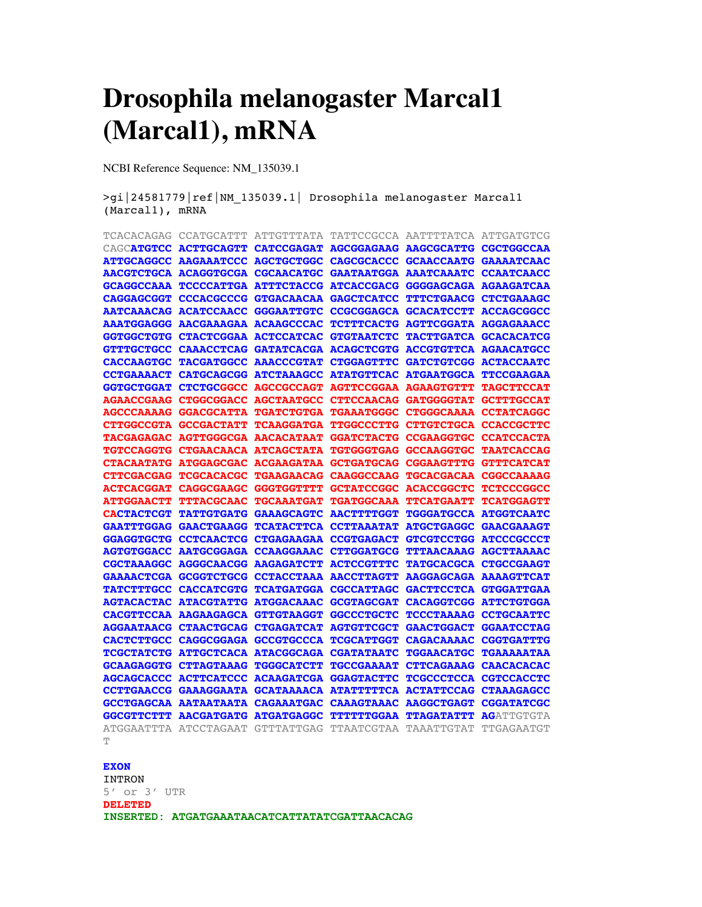# Drosophila melanogaster Marcal1 (Marcal1), mRNA

NCBI Reference Sequence: NM_135039.1

```
>gi|24581779|ref|NM_135039.1| Drosophila melanogaster Marcal1
(Marcal1), mRNA

TCACACAGAG CCATGCATTT ATTGTTTATA TATTCCGCCA AATTTTATCA ATTGATGTCG
CAGCATGTCC ACTTGCAGTT CATCCGAGAT AGCGGAGAAG AAGCGCATTG CGCTGGCCAA
ATTGCAGGCC AAGAAATCCC AGCTGCTGGC CAGCGCACCC GCAACCAATG GAAAATCAAC
AACGTCTGCA ACAGGTGCGA CGCAACATGC GAATAATGGA AAATCAAATC CCAATCAACC
GCAGGCCAAA TCCCCATTGA ATTTCTACCG ATCACCGACG GGGGAGCAGA AGAAGATCAA
CAGGAGCGGT CCCACGCCCG GTGACAACAA GAGCTCATCC TTTCTGAACG CTCTGAAAGC
AATCAAACAG ACATCCAACC GGGAATTGTC CCGCGGAGCA GCACATCCTT ACCAGCGGCC
AAATGGAGGG AACGAAAGAA ACAAGCCCAC TCTTTCACTG AGTTCGGATA AGGAGAAACC
GGTGGCTGTG CTACTCGGAA ACTCCATCAC GTGTAATCTC TACTTGATCA GCACACATCG
GTTTGCTGCC CAAACCTCAG GATATCACGA ACAGCTCGTG ACCGTGTTCA AGAACATGCC
CACCAAGTGC TACGATGGCC AAACCCGTAT CTGGAGTTTC GATCTGTCGG ACTACCAATC
CCTGAAAACT CATGCAGCGG ATCTAAAGCC ATATGTTCAC ATGAATGGCA TTCCGAAGAA
GGTGCTGGAT CTCTGCGGCC AGCCGCCAGT AGTTCCGGAA AGAAGTGTTT TAGCTTCCAT
AGAACCGAAG CTGGCGGACC AGCTAATGCC CTTCCAACAG GATGGGGTAT GCTTTGCCAT
AGCCCAAAAG GGACGCATTA TGATCTGTGA TGAAATGGGC CTGGGCAAAA CCTATCAGGC
CTTGGCCGTA GCCGACTATT TCAAGGATGA TTGGCCCTTG CTTGTCTGCA CCACCGCTTC
TACGAGAGAC AGTTGGGCGA AACACATAAT GGATCTACTG CCGAAGGTGC CCATCCACTA
TGTCCAGGTG CTGAACAACA ATCAGCTATA TGTGGGTGAG GCCAAGGTGC TAATCACCAG
CTACAATATG ATGGAGCGAC ACGAAGATAA GCTGATGCAG CGGAAGTTTG GTTTCATCAT
CTTCGACGAG TCGCACACGC TGAAGAACAG CAAGGCCAAG TGCACGACAA CGGCCAAAAG
ACTCACGGAT CAGGCGAAGC GGGTGGTTTT GCTATCCGGC ACACCGGCTC TCTCCCGGCC
ATTGGAACTT TTTACGCAAC TGCAAATGAT TGATGGCAAA TTCATGAATT TCATGGAGTT
CACTACTCGT TATTGTGATG GAAAGCAGTC AACTTTTGGT TGGGATGCCA ATGGTCAATC
GAATTTGGAG GAACTGAAGG TCATACTTCA CCTTAAATAT ATGCTGAGGC GAACGAAAGT
GGAGGTGCTG CCTCAACTCG CTGAGAAGAA CCGTGAGACT GTCGTCCTGG ATCCCGCCCT
AGTGTGGACC AATGCGGAGA CCAAGGAAAC CTTGGATGCG TTTAACAAAG AGCTTAAAAC
CGCTAAAGGC AGGGCAACGG AAGAGATCTT ACTCCGTTTC TATGCACGCA CTGCCGAAGT
GAAAACTCGA GCGGTCTGCG CCTACCTAAA AACCTTAGTT AAGGAGCAGA AAAAGTTCAT
TATCTTTGCC CACCATCGTG TCATGATGGA CGCCATTAGC GACTTCCTCA GTGGATTGAA
AGTACACTAC ATACGTATTG ATGGACAAAC GCGTAGCGAT CACAGGTCGG ATTCTGTGGA
CACGTTCCAA AAGAAGAGCA GTTGTAAGGT GGCCCTGCTC TCCCTAAAAG CCTGCAATTC
AGGAATAACG CTAACTGCAG CTGAGATCAT AGTGTTCGCT GAACTGGACT GGAATCCTAG
CACTCTTGCC CAGGCGGAGA GCCGTGCCCA TCGCATTGGT CAGACAAAAC CGGTGATTTG
TCGCTATCTG ATTGCTCACA ATACGGCAGA CGATATAATC TGGAACATGC TGAAAAATAA
GCAAGAGGTG CTTAGTAAAG TGGGCATCTT TGCCGAAAAT CTTCAGAAAG CAACACACAC
AGCAGCACCC ACTTCATCCC ACAAGATCGA GGAGTACTTC TCGCCCTCCA CGTCCACCTC
CCTTGAACCG GAAAGGAATA GCATAAAACA ATATTTTTCA ACTATTCCAG CTAAAGAGCC
GCCTGAGCAA AATAATAATA CAGAAATGAC CAAAGTAAAC AAGGCTGAGT CGGATATCGC
GGCGTTCTTT AACGATGATG ATGATGAGGC TTTTTTGGAA TTAGATATTT AGATTGTGTA
ATGGAATTTA ATCCTAGAAT GTTTATTGAG TTAATCGTAA TAAATTGTAT TTGAGAATGT
T
```

**EXON**
INTRON
5' or 3' UTR
**DELETED**
**INSERTED: ATGATGAAATAACATCATTATATCGATTAACACAG**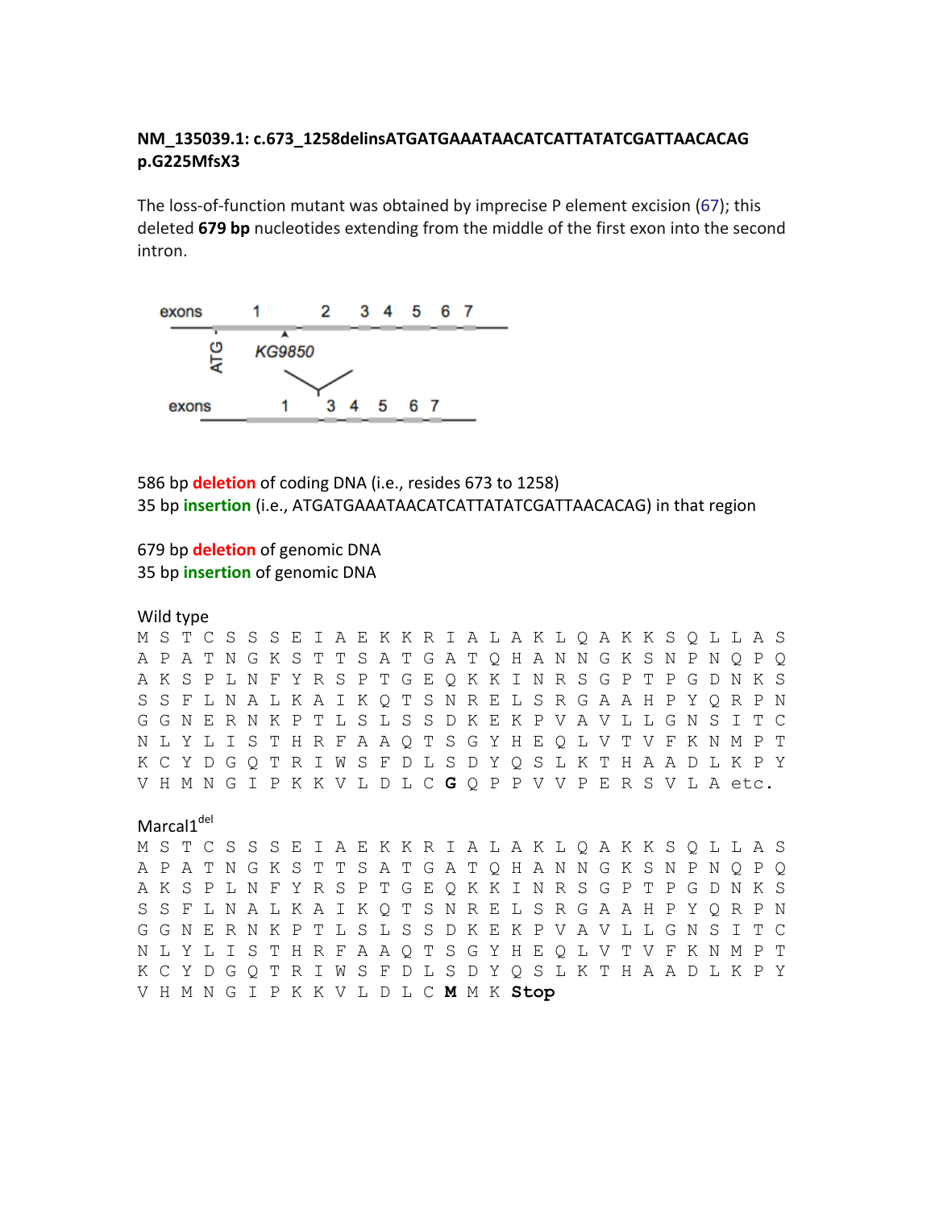**NM_135039.1: c.673_1258delinsATGATGAAATAACATCATTATATCGATTAACACAG p.G225MfsX3**

The loss-of-function mutant was obtained by imprecise P element excision (67); this deleted **679 bp** nucleotides extending from the middle of the first exon into the second intron.

exons 1 2 3 4 5 6 7

ATG

KG9850

exons 1 3 4 5 6 7

586 bp **deletion** of coding DNA (i.e., resides 673 to 1258)
35 bp **insertion** (i.e., ATGATGAAATAACATCATTATATCGATTAACACAG) in that region

679 bp **deletion** of genomic DNA
35 bp **insertion** of genomic DNA

Wild type

```
M S T C S S S E I A E K K R I A L A K L Q A K K S Q L L A S
A P A T N G K S T T S A T G A T Q H A N N G K S N P N Q P Q
A K S P L N F Y R S P T G E Q K K I N R S G P T P G D N K S
S S F L N A L K A I K Q T S N R E L S R G A A H P Y Q R P N
G G N E R N K P T L S L S S D K E K P V A V L L G N S I T C
N L Y L I S T H R F A A Q T S G Y H E Q L V T V F K N M P T
K C Y D G Q T R I W S F D L S D Y Q S L K T H A A D L K P Y
V H M N G I P K K V L D L C G Q P P V V P E R S V L A etc.
```

Marcal1[del]

```
M S T C S S S E I A E K K R I A L A K L Q A K K S Q L L A S
A P A T N G K S T T S A T G A T Q H A N N G K S N P N Q P Q
A K S P L N F Y R S P T G E Q K K I N R S G P T P G D N K S
S S F L N A L K A I K Q T S N R E L S R G A A H P Y Q R P N
G G N E R N K P T L S L S S D K E K P V A V L L G N S I T C
N L Y L I S T H R F A A Q T S G Y H E Q L V T V F K N M P T
K C Y D G Q T R I W S F D L S D Y Q S L K T H A A D L K P Y
V H M N G I P K K V L D L C M M K Stop
```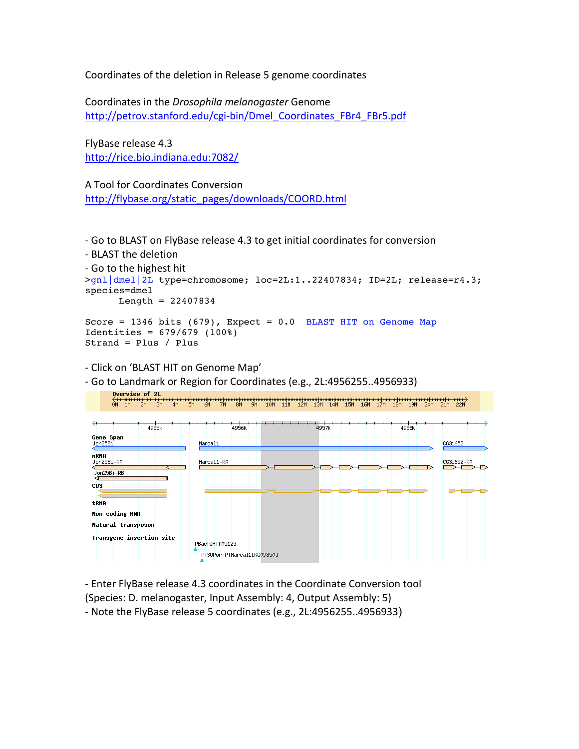Coordinates of the deletion in Release 5 genome coordinates

Coordinates in the *Drosophila melanogaster* Genome
http://petrov.stanford.edu/cgi-bin/Dmel_Coordinates_FBr4_FBr5.pdf

FlyBase release 4.3
http://rice.bio.indiana.edu:7082/

A Tool for Coordinates Conversion
http://flybase.org/static_pages/downloads/COORD.html

- Go to BLAST on FlyBase release 4.3 to get initial coordinates for conversion
- BLAST the deletion
- Go to the highest hit

```
>gnl|dmel|2L type=chromosome; loc=2L:1..22407834; ID=2L; release=r4.3;
species=dmel
       Length = 22407834

Score = 1346 bits (679), Expect = 0.0  BLAST HIT on Genome Map
Identities = 679/679 (100%)
Strand = Plus / Plus
```

- Click on 'BLAST HIT on Genome Map'
- Go to Landmark or Region for Coordinates (e.g., 2L:4956255..4956933)

Overview of 2L

0M 1M 2M 3M 4M 5M 6M 7M 8M 9M 10M 11M 12M 13M 14M 15M 16M 17M 18M 19M 20M 21M 22M

4955k 4956k 4957k 4958k

Gene Span
Jon25Bi
Marcal1
CG31652

mRNA
Jon25Bi-RA
Jon25Bi-RB
Marcal1-RA
CG31652-RA

CDS

tRNA

Non coding RNA

Natural transposon

Transgene insertion site
PBac{WH}f05123
P{SUPor-P}Marcal1[KG09850]

- Enter FlyBase release 4.3 coordinates in the Coordinate Conversion tool (Species: D. melanogaster, Input Assembly: 4, Output Assembly: 5)
- Note the FlyBase release 5 coordinates (e.g., 2L:4956255..4956933)